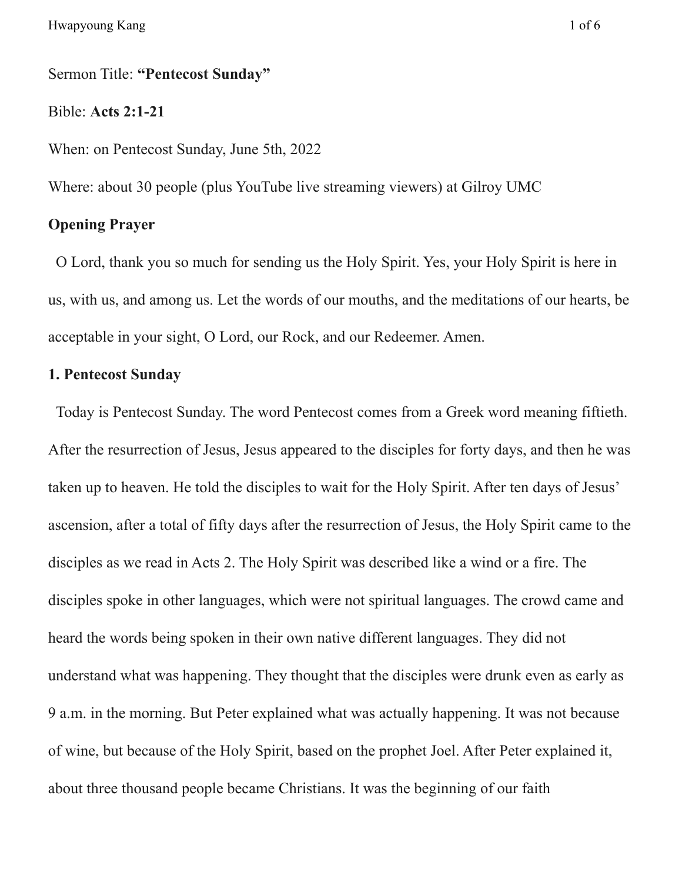Sermon Title: **"Pentecost Sunday"**

Bible: **Acts 2:1-21**

When: on Pentecost Sunday, June 5th, 2022

Where: about 30 people (plus YouTube live streaming viewers) at Gilroy UMC

**Opening Prayer**

O Lord, thank you so much for sending us the Holy Spirit. Yes, your Holy Spirit is here in us, with us, and among us. Let the words of our mouths, and the meditations of our hearts, be acceptable in your sight, O Lord, our Rock, and our Redeemer. Amen.

**1. Pentecost Sunday**

Today is Pentecost Sunday. The word Pentecost comes from a Greek word meaning fiftieth. After the resurrection of Jesus, Jesus appeared to the disciples for forty days, and then he was taken up to heaven. He told the disciples to wait for the Holy Spirit. After ten days of Jesus' ascension, after a total of fifty days after the resurrection of Jesus, the Holy Spirit came to the disciples as we read in Acts 2. The Holy Spirit was described like a wind or a fire. The disciples spoke in other languages, which were not spiritual languages. The crowd came and heard the words being spoken in their own native different languages. They did not understand what was happening. They thought that the disciples were drunk even as early as 9 a.m. in the morning. But Peter explained what was actually happening. It was not because of wine, but because of the Holy Spirit, based on the prophet Joel. After Peter explained it, about three thousand people became Christians. It was the beginning of our faith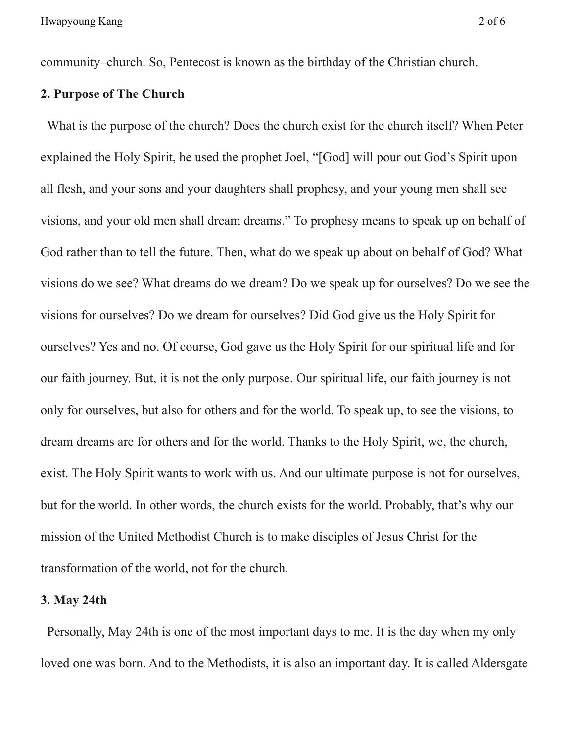community–church. So, Pentecost is known as the birthday of the Christian church.

**2. Purpose of The Church**

What is the purpose of the church? Does the church exist for the church itself? When Peter explained the Holy Spirit, he used the prophet Joel, "[God] will pour out God's Spirit upon all flesh, and your sons and your daughters shall prophesy, and your young men shall see visions, and your old men shall dream dreams." To prophesy means to speak up on behalf of God rather than to tell the future. Then, what do we speak up about on behalf of God? What visions do we see? What dreams do we dream? Do we speak up for ourselves? Do we see the visions for ourselves? Do we dream for ourselves? Did God give us the Holy Spirit for ourselves? Yes and no. Of course, God gave us the Holy Spirit for our spiritual life and for our faith journey. But, it is not the only purpose. Our spiritual life, our faith journey is not only for ourselves, but also for others and for the world. To speak up, to see the visions, to dream dreams are for others and for the world. Thanks to the Holy Spirit, we, the church, exist. The Holy Spirit wants to work with us. And our ultimate purpose is not for ourselves, but for the world. In other words, the church exists for the world. Probably, that's why our mission of the United Methodist Church is to make disciples of Jesus Christ for the transformation of the world, not for the church.

**3. May 24th**

Personally, May 24th is one of the most important days to me. It is the day when my only loved one was born. And to the Methodists, it is also an important day. It is called Aldersgate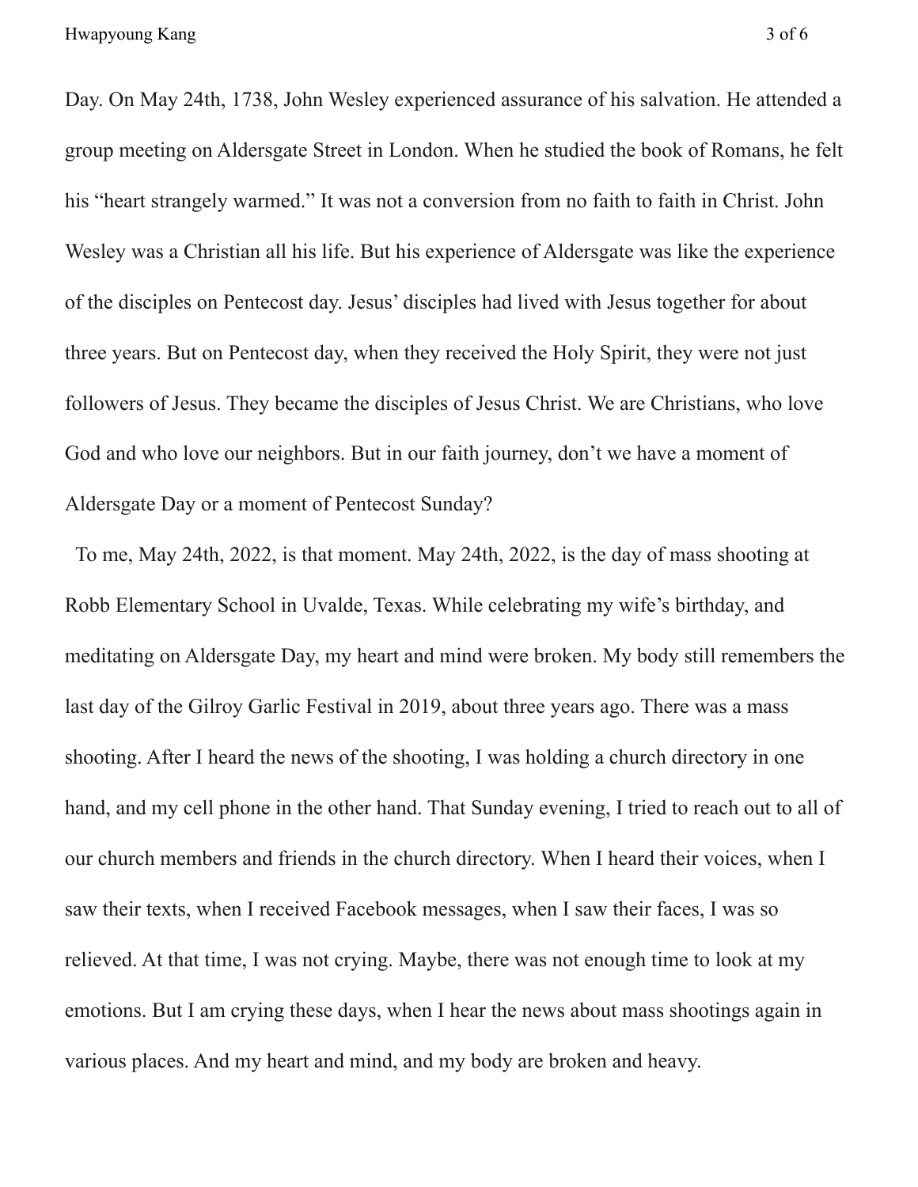Day. On May 24th, 1738, John Wesley experienced assurance of his salvation. He attended a group meeting on Aldersgate Street in London. When he studied the book of Romans, he felt his "heart strangely warmed." It was not a conversion from no faith to faith in Christ. John Wesley was a Christian all his life. But his experience of Aldersgate was like the experience of the disciples on Pentecost day. Jesus' disciples had lived with Jesus together for about three years. But on Pentecost day, when they received the Holy Spirit, they were not just followers of Jesus. They became the disciples of Jesus Christ. We are Christians, who love God and who love our neighbors. But in our faith journey, don't we have a moment of Aldersgate Day or a moment of Pentecost Sunday?

To me, May 24th, 2022, is that moment. May 24th, 2022, is the day of mass shooting at Robb Elementary School in Uvalde, Texas. While celebrating my wife's birthday, and meditating on Aldersgate Day, my heart and mind were broken. My body still remembers the last day of the Gilroy Garlic Festival in 2019, about three years ago. There was a mass shooting. After I heard the news of the shooting, I was holding a church directory in one hand, and my cell phone in the other hand. That Sunday evening, I tried to reach out to all of our church members and friends in the church directory. When I heard their voices, when I saw their texts, when I received Facebook messages, when I saw their faces, I was so relieved. At that time, I was not crying. Maybe, there was not enough time to look at my emotions. But I am crying these days, when I hear the news about mass shootings again in various places. And my heart and mind, and my body are broken and heavy.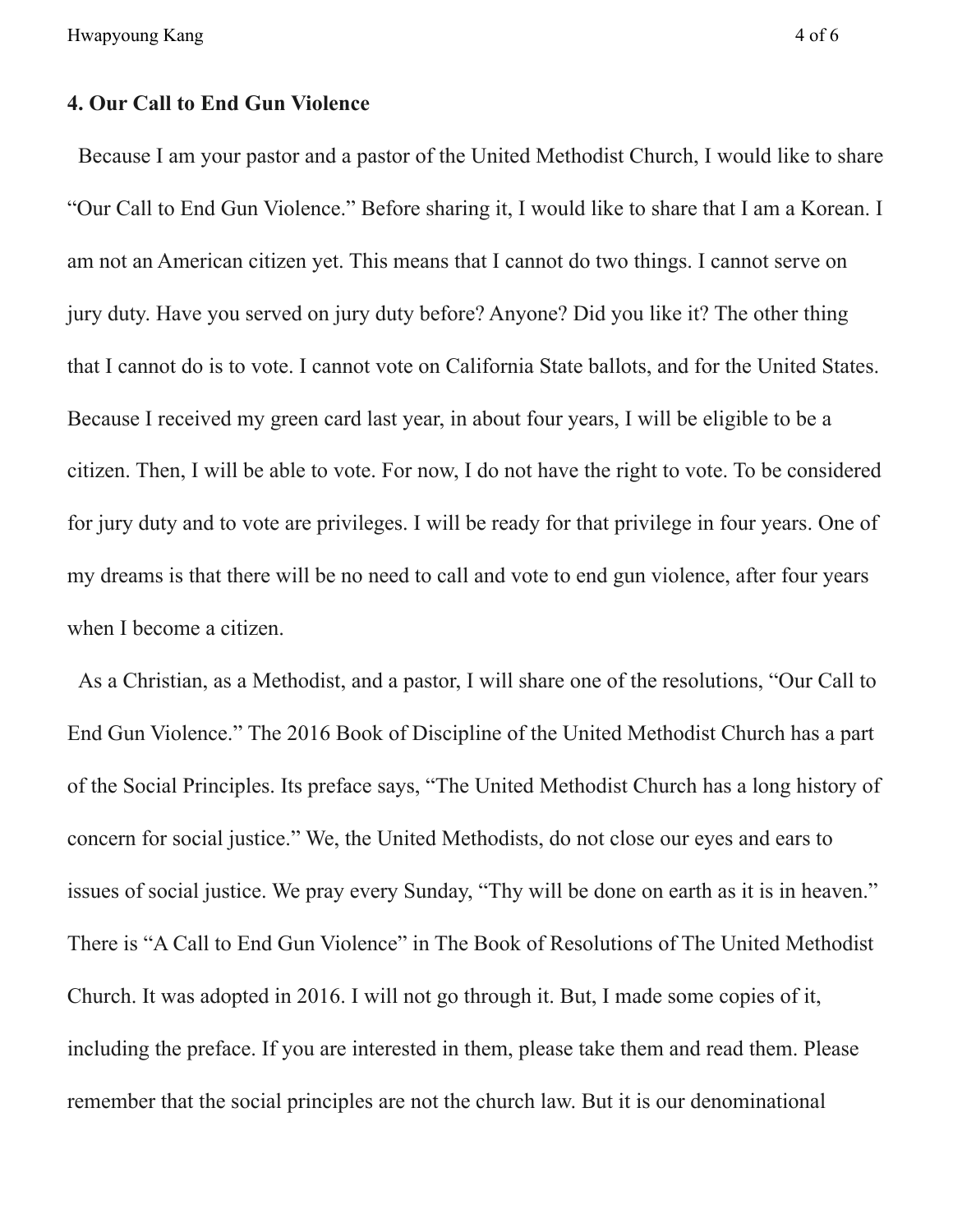## 4. Our Call to End Gun Violence

Because I am your pastor and a pastor of the United Methodist Church, I would like to share "Our Call to End Gun Violence." Before sharing it, I would like to share that I am a Korean. I am not an American citizen yet. This means that I cannot do two things. I cannot serve on jury duty. Have you served on jury duty before? Anyone? Did you like it? The other thing that I cannot do is to vote. I cannot vote on California State ballots, and for the United States. Because I received my green card last year, in about four years, I will be eligible to be a citizen. Then, I will be able to vote. For now, I do not have the right to vote. To be considered for jury duty and to vote are privileges. I will be ready for that privilege in four years. One of my dreams is that there will be no need to call and vote to end gun violence, after four years when I become a citizen.

As a Christian, as a Methodist, and a pastor, I will share one of the resolutions, "Our Call to End Gun Violence." The 2016 Book of Discipline of the United Methodist Church has a part of the Social Principles. Its preface says, "The United Methodist Church has a long history of concern for social justice." We, the United Methodists, do not close our eyes and ears to issues of social justice. We pray every Sunday, "Thy will be done on earth as it is in heaven." There is "A Call to End Gun Violence" in The Book of Resolutions of The United Methodist Church. It was adopted in 2016. I will not go through it. But, I made some copies of it, including the preface. If you are interested in them, please take them and read them. Please remember that the social principles are not the church law. But it is our denominational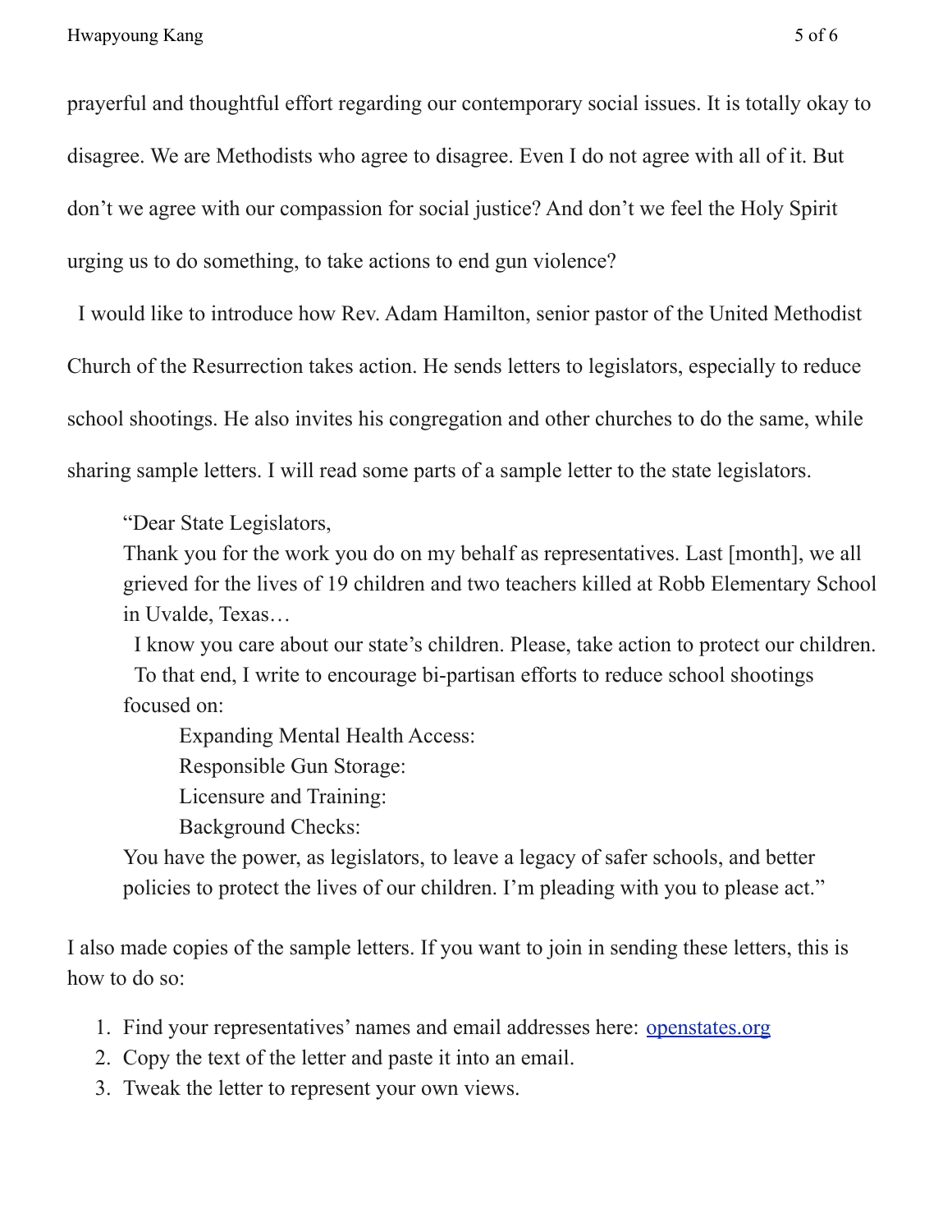prayerful and thoughtful effort regarding our contemporary social issues. It is totally okay to disagree. We are Methodists who agree to disagree. Even I do not agree with all of it. But don't we agree with our compassion for social justice? And don't we feel the Holy Spirit urging us to do something, to take actions to end gun violence?

I would like to introduce how Rev. Adam Hamilton, senior pastor of the United Methodist Church of the Resurrection takes action. He sends letters to legislators, especially to reduce school shootings. He also invites his congregation and other churches to do the same, while sharing sample letters. I will read some parts of a sample letter to the state legislators.

> "Dear State Legislators,
> Thank you for the work you do on my behalf as representatives. Last [month], we all grieved for the lives of 19 children and two teachers killed at Robb Elementary School in Uvalde, Texas…
> I know you care about our state's children. Please, take action to protect our children.
> To that end, I write to encourage bi-partisan efforts to reduce school shootings focused on:
>
> Expanding Mental Health Access:
> Responsible Gun Storage:
> Licensure and Training:
> Background Checks:
>
> You have the power, as legislators, to leave a legacy of safer schools, and better policies to protect the lives of our children. I'm pleading with you to please act."

I also made copies of the sample letters. If you want to join in sending these letters, this is how to do so:

1. Find your representatives' names and email addresses here: [openstates.org](https://openstates.org)
2. Copy the text of the letter and paste it into an email.
3. Tweak the letter to represent your own views.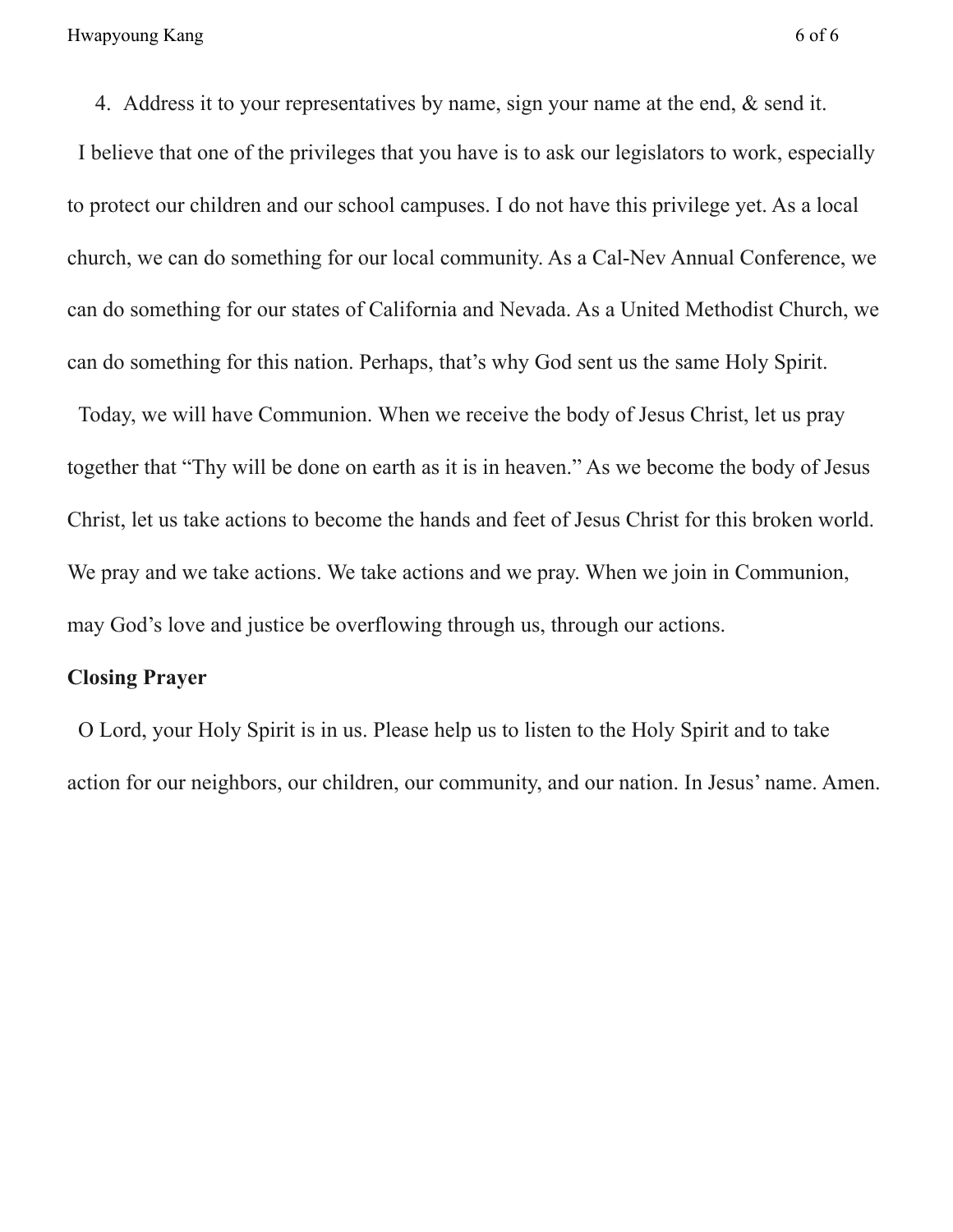4. Address it to your representatives by name, sign your name at the end, & send it.

I believe that one of the privileges that you have is to ask our legislators to work, especially to protect our children and our school campuses. I do not have this privilege yet. As a local church, we can do something for our local community. As a Cal-Nev Annual Conference, we can do something for our states of California and Nevada. As a United Methodist Church, we can do something for this nation. Perhaps, that's why God sent us the same Holy Spirit.

Today, we will have Communion. When we receive the body of Jesus Christ, let us pray together that "Thy will be done on earth as it is in heaven." As we become the body of Jesus Christ, let us take actions to become the hands and feet of Jesus Christ for this broken world. We pray and we take actions. We take actions and we pray. When we join in Communion, may God's love and justice be overflowing through us, through our actions.

**Closing Prayer**

O Lord, your Holy Spirit is in us. Please help us to listen to the Holy Spirit and to take action for our neighbors, our children, our community, and our nation. In Jesus' name. Amen.